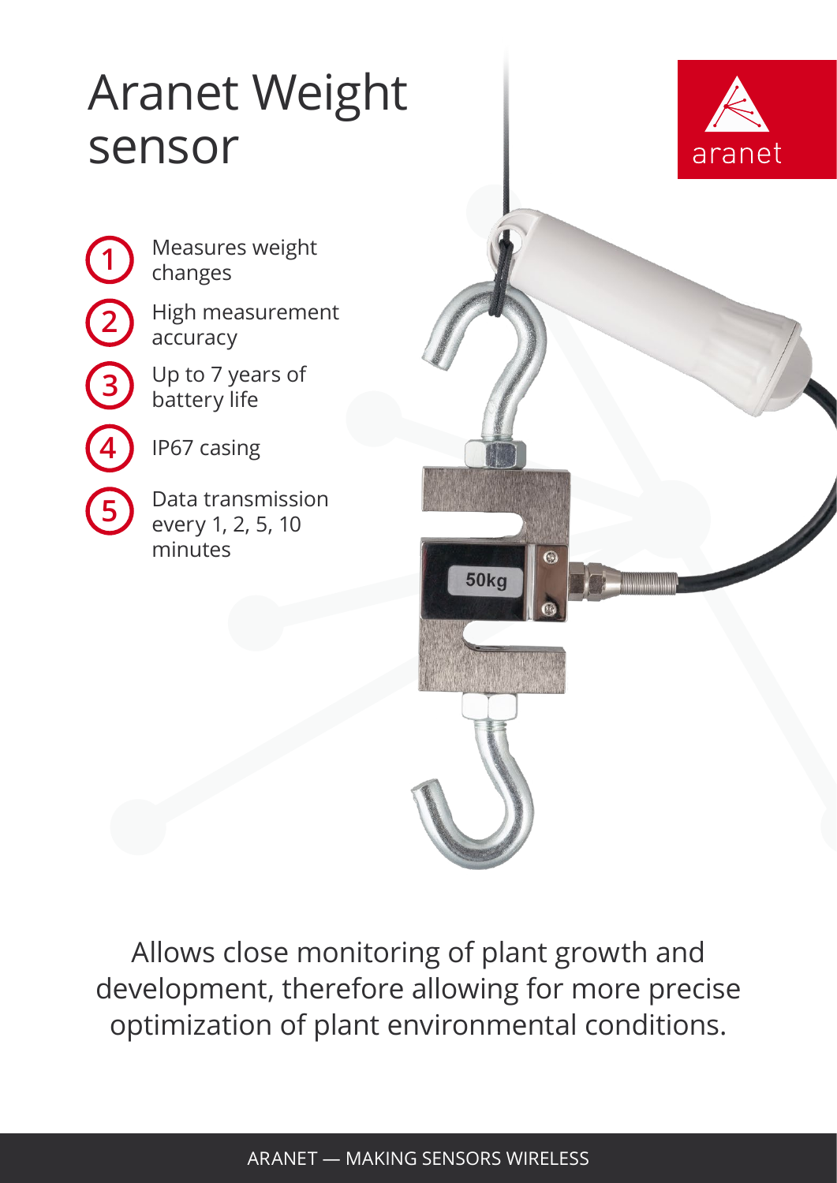# Aranet Weight sensor

1. Measures weight changes
2. High measurement accuracy
3. Up to 7 years of battery life
4. IP67 casing
5. Data transmission every 1, 2, 5, 10 minutes

Allows close monitoring of plant growth and development, therefore allowing for more precise optimization of plant environmental conditions.

ARANET — MAKING SENSORS WIRELESS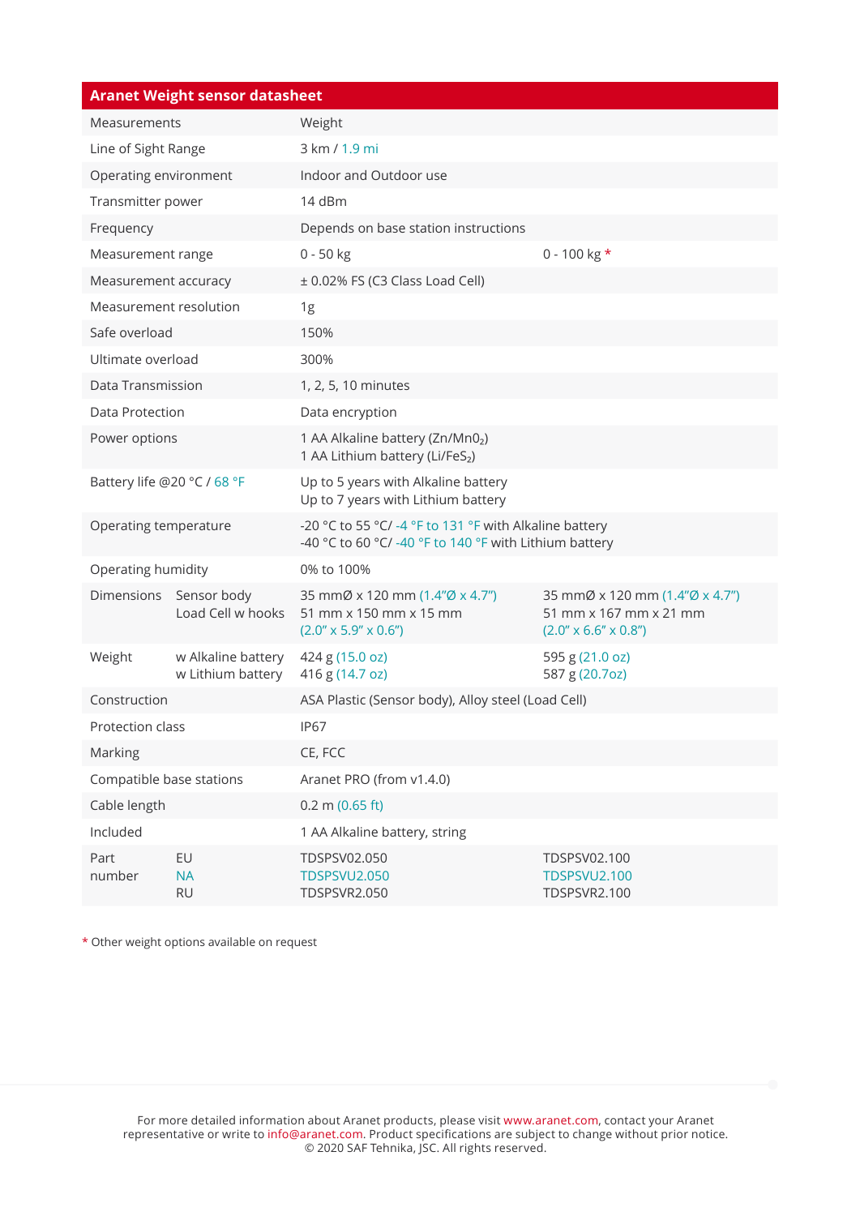| Aranet Weight sensor datasheet | | | |
|---|---|---|---|
| Measurements | | Weight | |
| Line of Sight Range | | 3 km / 1.9 mi | |
| Operating environment | | Indoor and Outdoor use | |
| Transmitter power | | 14 dBm | |
| Frequency | | Depends on base station instructions | |
| Measurement range | | 0 - 50 kg | 0 - 100 kg * |
| Measurement accuracy | | ± 0.02% FS (C3 Class Load Cell) | |
| Measurement resolution | | 1g | |
| Safe overload | | 150% | |
| Ultimate overload | | 300% | |
| Data Transmission | | 1, 2, 5, 10 minutes | |
| Data Protection | | Data encryption | |
| Power options | | 1 AA Alkaline battery ($Zn/MnO_2$)<br>1 AA Lithium battery ($Li/FeS_2$) | |
| Battery life @20 °C / 68 °F | | Up to 5 years with Alkaline battery<br>Up to 7 years with Lithium battery | |
| Operating temperature | | -20 °C to 55 °C/ -4 °F to 131 °F with Alkaline battery<br>-40 °C to 60 °C/ -40 °F to 140 °F with Lithium battery | |
| Operating humidity | | 0% to 100% | |
| Dimensions | Sensor body<br>Load Cell w hooks | 35 mmØ x 120 mm (1.4"Ø x 4.7")<br>51 mm x 150 mm x 15 mm<br>(2.0" x 5.9" x 0.6") | 35 mmØ x 120 mm (1.4"Ø x 4.7")<br>51 mm x 167 mm x 21 mm<br>(2.0" x 6.6" x 0.8") |
| Weight | w Alkaline battery<br>w Lithium battery | 424 g (15.0 oz)<br>416 g (14.7 oz) | 595 g (21.0 oz)<br>587 g (20.7oz) |
| Construction | | ASA Plastic (Sensor body), Alloy steel (Load Cell) | |
| Protection class | | IP67 | |
| Marking | | CE, FCC | |
| Compatible base stations | | Aranet PRO (from v1.4.0) | |
| Cable length | | 0.2 m (0.65 ft) | |
| Included | | 1 AA Alkaline battery, string | |
| Part number | EU<br>NA<br>RU | TDSPSV02.050<br>TDSPSVU2.050<br>TDSPSVR2.050 | TDSPSV02.100<br>TDSPSVU2.100<br>TDSPSVR2.100 |

* Other weight options available on request

For more detailed information about Aranet products, please visit www.aranet.com, contact your Aranet representative or write to info@aranet.com. Product specifications are subject to change without prior notice.
© 2020 SAF Tehnika, JSC. All rights reserved.